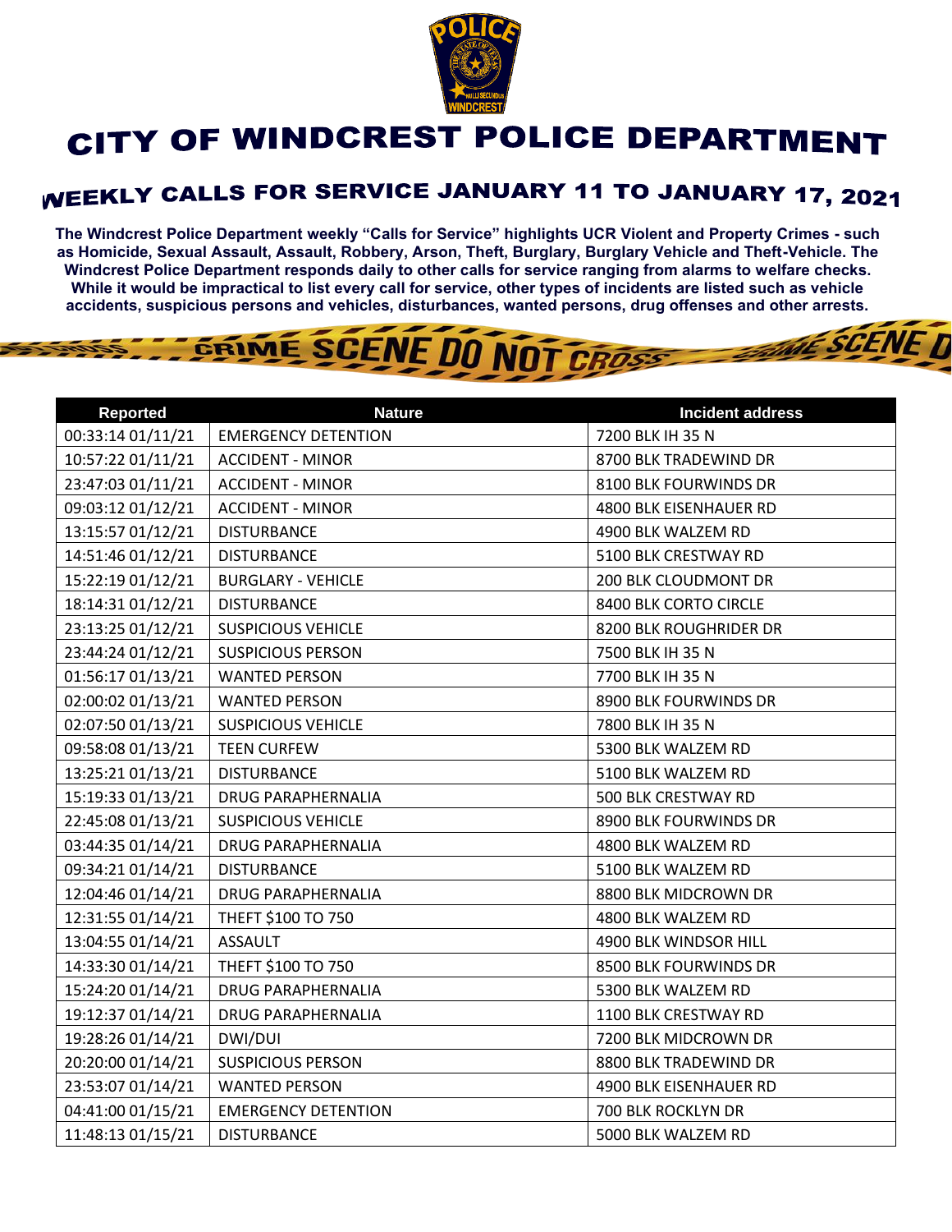# CITY OF WINDCREST POLICE DEPARTMENT

## WEEKLY CALLS FOR SERVICE JANUARY 11 TO JANUARY 17, 2021

**The Windcrest Police Department weekly "Calls for Service" highlights UCR Violent and Property Crimes - such as Homicide, Sexual Assault, Assault, Robbery, Arson, Theft, Burglary, Burglary Vehicle and Theft-Vehicle. The Windcrest Police Department responds daily to other calls for service ranging from alarms to welfare checks. While it would be impractical to list every call for service, other types of incidents are listed such as vehicle accidents, suspicious persons and vehicles, disturbances, wanted persons, drug offenses and other arrests.**

| Reported | Nature | Incident address |
|---|---|---|
| 00:33:14 01/11/21 | EMERGENCY DETENTION | 7200 BLK IH 35 N |
| 10:57:22 01/11/21 | ACCIDENT - MINOR | 8700 BLK TRADEWIND DR |
| 23:47:03 01/11/21 | ACCIDENT - MINOR | 8100 BLK FOURWINDS DR |
| 09:03:12 01/12/21 | ACCIDENT - MINOR | 4800 BLK EISENHAUER RD |
| 13:15:57 01/12/21 | DISTURBANCE | 4900 BLK WALZEM RD |
| 14:51:46 01/12/21 | DISTURBANCE | 5100 BLK CRESTWAY RD |
| 15:22:19 01/12/21 | BURGLARY - VEHICLE | 200 BLK CLOUDMONT DR |
| 18:14:31 01/12/21 | DISTURBANCE | 8400 BLK CORTO CIRCLE |
| 23:13:25 01/12/21 | SUSPICIOUS VEHICLE | 8200 BLK ROUGHRIDER DR |
| 23:44:24 01/12/21 | SUSPICIOUS PERSON | 7500 BLK IH 35 N |
| 01:56:17 01/13/21 | WANTED PERSON | 7700 BLK IH 35 N |
| 02:00:02 01/13/21 | WANTED PERSON | 8900 BLK FOURWINDS DR |
| 02:07:50 01/13/21 | SUSPICIOUS VEHICLE | 7800 BLK IH 35 N |
| 09:58:08 01/13/21 | TEEN CURFEW | 5300 BLK WALZEM RD |
| 13:25:21 01/13/21 | DISTURBANCE | 5100 BLK WALZEM RD |
| 15:19:33 01/13/21 | DRUG PARAPHERNALIA | 500 BLK CRESTWAY RD |
| 22:45:08 01/13/21 | SUSPICIOUS VEHICLE | 8900 BLK FOURWINDS DR |
| 03:44:35 01/14/21 | DRUG PARAPHERNALIA | 4800 BLK WALZEM RD |
| 09:34:21 01/14/21 | DISTURBANCE | 5100 BLK WALZEM RD |
| 12:04:46 01/14/21 | DRUG PARAPHERNALIA | 8800 BLK MIDCROWN DR |
| 12:31:55 01/14/21 | THEFT $100 TO 750 | 4800 BLK WALZEM RD |
| 13:04:55 01/14/21 | ASSAULT | 4900 BLK WINDSOR HILL |
| 14:33:30 01/14/21 | THEFT $100 TO 750 | 8500 BLK FOURWINDS DR |
| 15:24:20 01/14/21 | DRUG PARAPHERNALIA | 5300 BLK WALZEM RD |
| 19:12:37 01/14/21 | DRUG PARAPHERNALIA | 1100 BLK CRESTWAY RD |
| 19:28:26 01/14/21 | DWI/DUI | 7200 BLK MIDCROWN DR |
| 20:20:00 01/14/21 | SUSPICIOUS PERSON | 8800 BLK TRADEWIND DR |
| 23:53:07 01/14/21 | WANTED PERSON | 4900 BLK EISENHAUER RD |
| 04:41:00 01/15/21 | EMERGENCY DETENTION | 700 BLK ROCKLYN DR |
| 11:48:13 01/15/21 | DISTURBANCE | 5000 BLK WALZEM RD |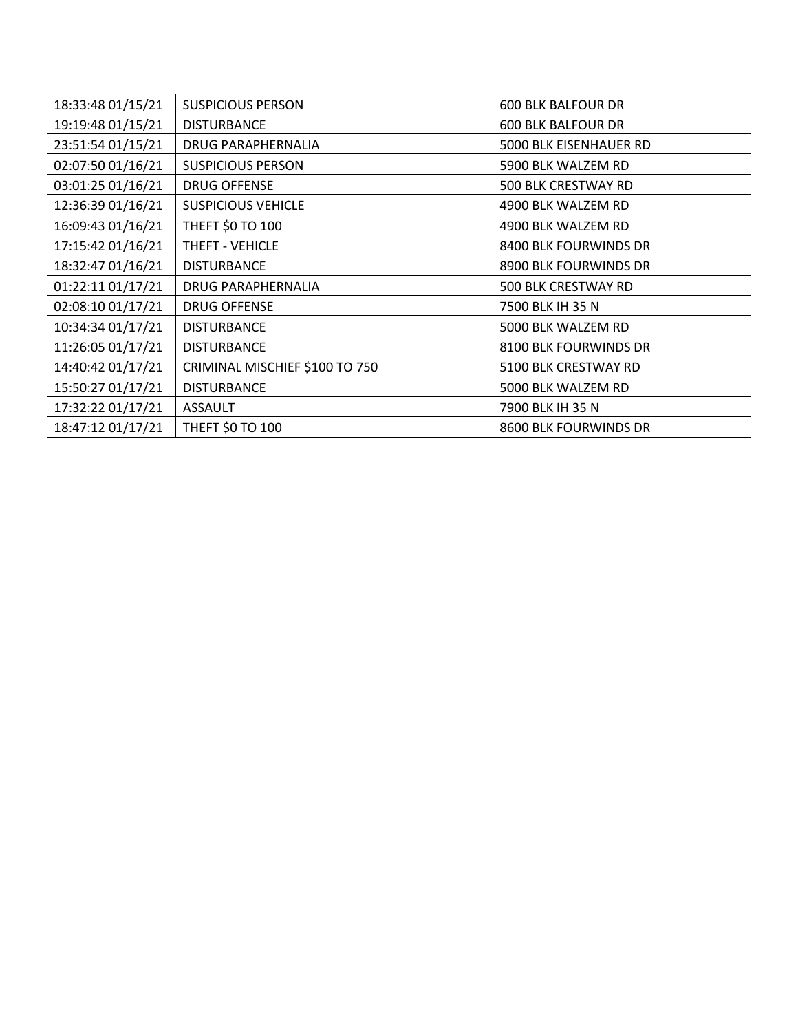| | | |
|---|---|---|
| 18:33:48 01/15/21 | SUSPICIOUS PERSON | 600 BLK BALFOUR DR |
| 19:19:48 01/15/21 | DISTURBANCE | 600 BLK BALFOUR DR |
| 23:51:54 01/15/21 | DRUG PARAPHERNALIA | 5000 BLK EISENHAUER RD |
| 02:07:50 01/16/21 | SUSPICIOUS PERSON | 5900 BLK WALZEM RD |
| 03:01:25 01/16/21 | DRUG OFFENSE | 500 BLK CRESTWAY RD |
| 12:36:39 01/16/21 | SUSPICIOUS VEHICLE | 4900 BLK WALZEM RD |
| 16:09:43 01/16/21 | THEFT $0 TO 100 | 4900 BLK WALZEM RD |
| 17:15:42 01/16/21 | THEFT - VEHICLE | 8400 BLK FOURWINDS DR |
| 18:32:47 01/16/21 | DISTURBANCE | 8900 BLK FOURWINDS DR |
| 01:22:11 01/17/21 | DRUG PARAPHERNALIA | 500 BLK CRESTWAY RD |
| 02:08:10 01/17/21 | DRUG OFFENSE | 7500 BLK IH 35 N |
| 10:34:34 01/17/21 | DISTURBANCE | 5000 BLK WALZEM RD |
| 11:26:05 01/17/21 | DISTURBANCE | 8100 BLK FOURWINDS DR |
| 14:40:42 01/17/21 | CRIMINAL MISCHIEF $100 TO 750 | 5100 BLK CRESTWAY RD |
| 15:50:27 01/17/21 | DISTURBANCE | 5000 BLK WALZEM RD |
| 17:32:22 01/17/21 | ASSAULT | 7900 BLK IH 35 N |
| 18:47:12 01/17/21 | THEFT $0 TO 100 | 8600 BLK FOURWINDS DR |